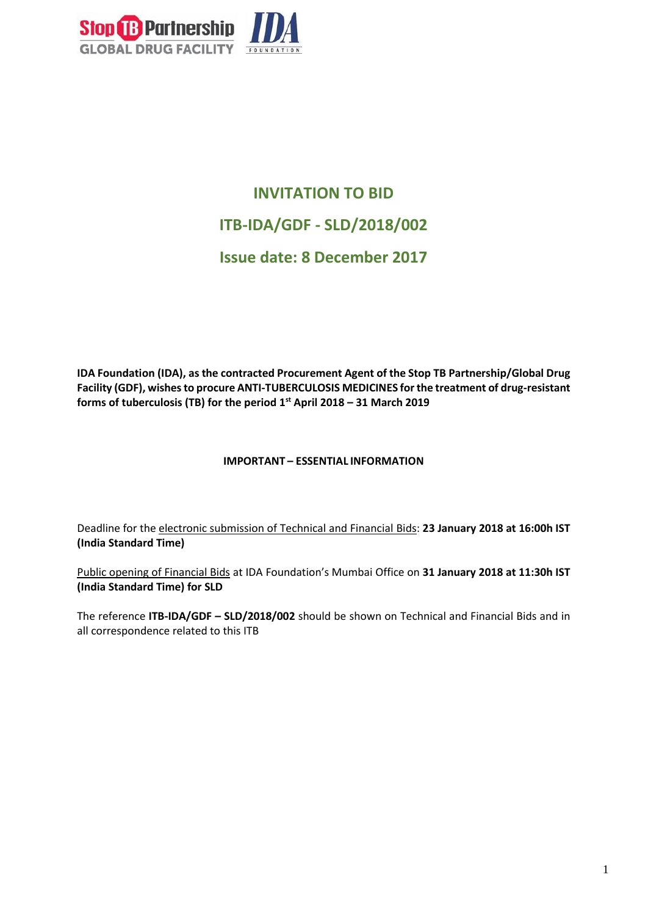# INVITATION TO BID

## ITB-IDA/GDF - SLD/2018/002

## Issue date: 8 December 2017

**IDA Foundation (IDA), as the contracted Procurement Agent of the Stop TB Partnership/Global Drug Facility (GDF), wishes to procure ANTI-TUBERCULOSIS MEDICINES for the treatment of drug-resistant forms of tuberculosis (TB) for the period 1st April 2018 – 31 March 2019**

**IMPORTANT – ESSENTIAL INFORMATION**

Deadline for the electronic submission of Technical and Financial Bids: **23 January 2018 at 16:00h IST (India Standard Time)**

Public opening of Financial Bids at IDA Foundation's Mumbai Office on **31 January 2018 at 11:30h IST (India Standard Time) for SLD**

The reference **ITB-IDA/GDF – SLD/2018/002** should be shown on Technical and Financial Bids and in all correspondence related to this ITB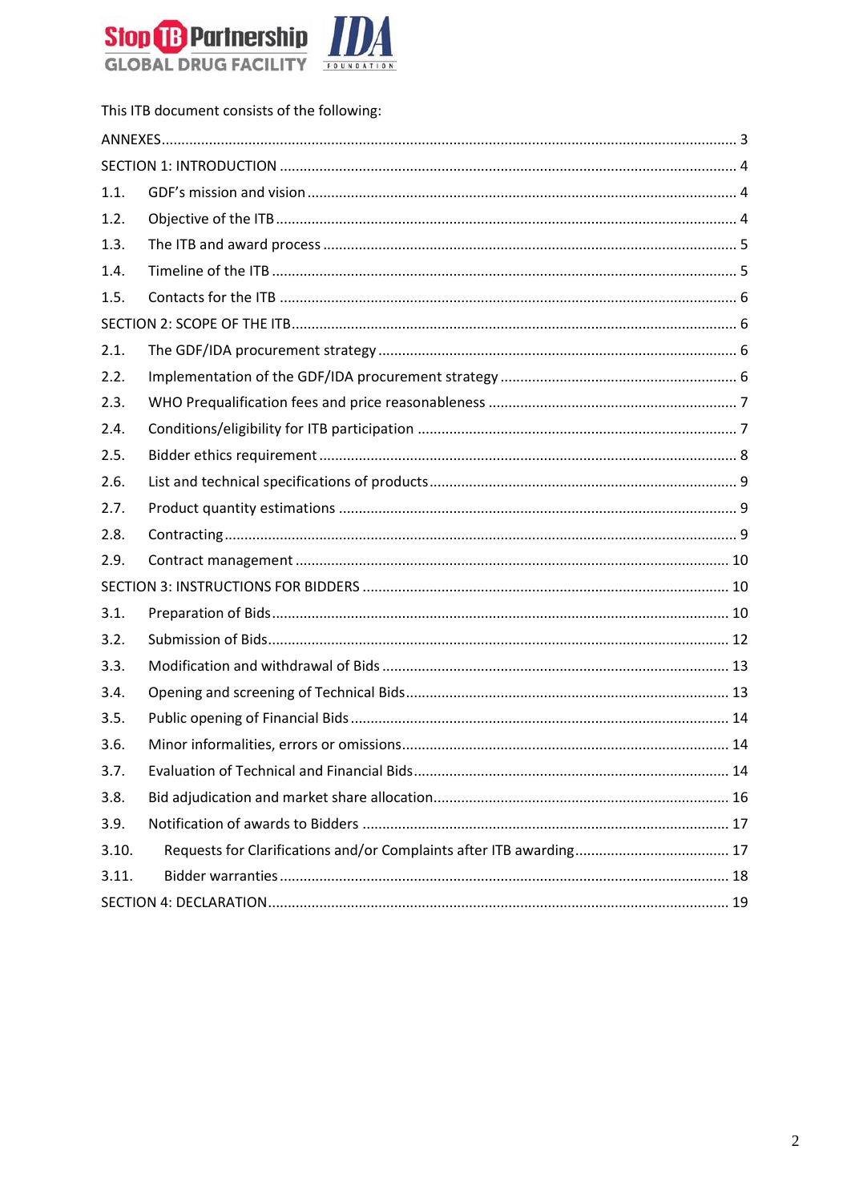This ITB document consists of the following:

ANNEXES ........................................................................................................................................... 3
SECTION 1: INTRODUCTION ............................................................................................................. 4
1.1. GDF's mission and vision ................................................................................................................ 4
1.2. Objective of the ITB ......................................................................................................................... 4
1.3. The ITB and award process ............................................................................................................. 5
1.4. Timeline of the ITB .......................................................................................................................... 5
1.5. Contacts for the ITB ........................................................................................................................ 6
SECTION 2: SCOPE OF THE ITB .......................................................................................................... 6
2.1. The GDF/IDA procurement strategy ................................................................................................ 6
2.2. Implementation of the GDF/IDA procurement strategy .................................................................. 6
2.3. WHO Prequalification fees and price reasonableness ..................................................................... 7
2.4. Conditions/eligibility for ITB participation ...................................................................................... 7
2.5. Bidder ethics requirement ............................................................................................................... 8
2.6. List and technical specifications of products ................................................................................... 9
2.7. Product quantity estimations .......................................................................................................... 9
2.8. Contracting ...................................................................................................................................... 9
2.9. Contract management ................................................................................................................... 10
SECTION 3: INSTRUCTIONS FOR BIDDERS ....................................................................................... 10
3.1. Preparation of Bids ......................................................................................................................... 10
3.2. Submission of Bids ......................................................................................................................... 12
3.3. Modification and withdrawal of Bids ............................................................................................. 13
3.4. Opening and screening of Technical Bids ....................................................................................... 13
3.5. Public opening of Financial Bids ..................................................................................................... 14
3.6. Minor informalities, errors or omissions ........................................................................................ 14
3.7. Evaluation of Technical and Financial Bids ..................................................................................... 14
3.8. Bid adjudication and market share allocation ................................................................................ 16
3.9. Notification of awards to Bidders .................................................................................................. 17
3.10. Requests for Clarifications and/or Complaints after ITB awarding ............................................... 17
3.11. Bidder warranties ........................................................................................................................ 18
SECTION 4: DECLARATION ............................................................................................................... 19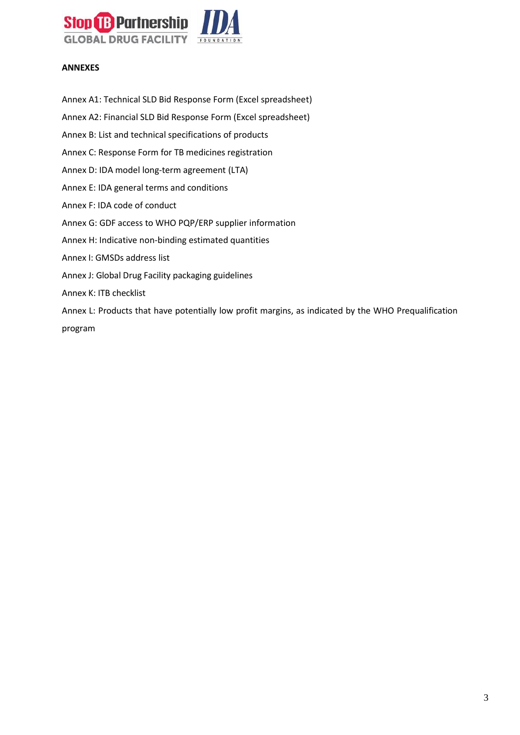**ANNEXES**

Annex A1: Technical SLD Bid Response Form (Excel spreadsheet)

Annex A2: Financial SLD Bid Response Form (Excel spreadsheet)

Annex B: List and technical specifications of products

Annex C: Response Form for TB medicines registration

Annex D: IDA model long-term agreement (LTA)

Annex E: IDA general terms and conditions

Annex F: IDA code of conduct

Annex G: GDF access to WHO PQP/ERP supplier information

Annex H: Indicative non-binding estimated quantities

Annex I: GMSDs address list

Annex J: Global Drug Facility packaging guidelines

Annex K: ITB checklist

Annex L: Products that have potentially low profit margins, as indicated by the WHO Prequalification program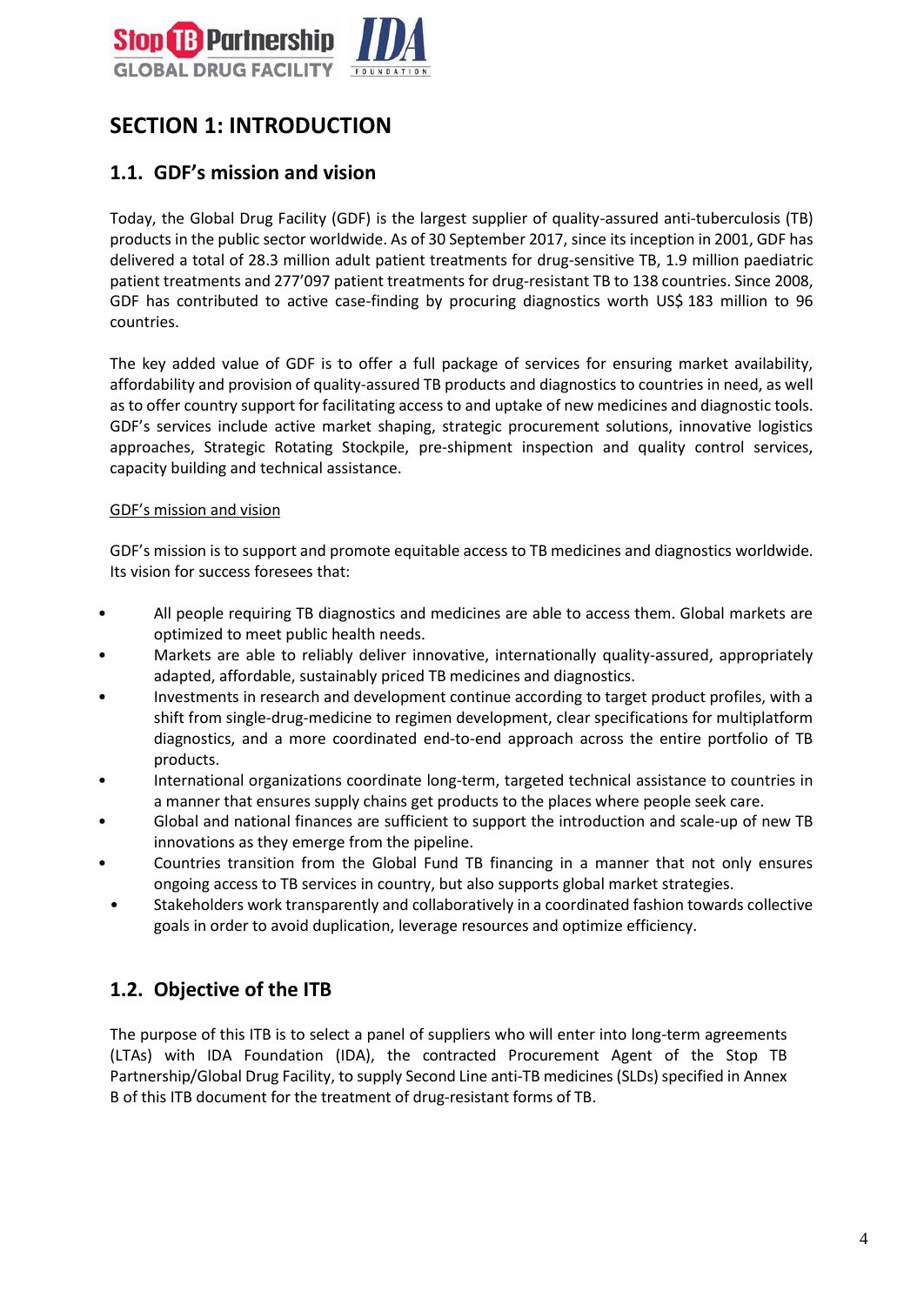# SECTION 1: INTRODUCTION

## 1.1. GDF's mission and vision

Today, the Global Drug Facility (GDF) is the largest supplier of quality-assured anti-tuberculosis (TB) products in the public sector worldwide. As of 30 September 2017, since its inception in 2001, GDF has delivered a total of 28.3 million adult patient treatments for drug-sensitive TB, 1.9 million paediatric patient treatments and 277'097 patient treatments for drug-resistant TB to 138 countries. Since 2008, GDF has contributed to active case-finding by procuring diagnostics worth US$ 183 million to 96 countries.

The key added value of GDF is to offer a full package of services for ensuring market availability, affordability and provision of quality-assured TB products and diagnostics to countries in need, as well as to offer country support for facilitating access to and uptake of new medicines and diagnostic tools. GDF's services include active market shaping, strategic procurement solutions, innovative logistics approaches, Strategic Rotating Stockpile, pre-shipment inspection and quality control services, capacity building and technical assistance.

GDF's mission and vision

GDF's mission is to support and promote equitable access to TB medicines and diagnostics worldwide. Its vision for success foresees that:

- All people requiring TB diagnostics and medicines are able to access them. Global markets are optimized to meet public health needs.
- Markets are able to reliably deliver innovative, internationally quality-assured, appropriately adapted, affordable, sustainably priced TB medicines and diagnostics.
- Investments in research and development continue according to target product profiles, with a shift from single-drug-medicine to regimen development, clear specifications for multiplatform diagnostics, and a more coordinated end-to-end approach across the entire portfolio of TB products.
- International organizations coordinate long-term, targeted technical assistance to countries in a manner that ensures supply chains get products to the places where people seek care.
- Global and national finances are sufficient to support the introduction and scale-up of new TB innovations as they emerge from the pipeline.
- Countries transition from the Global Fund TB financing in a manner that not only ensures ongoing access to TB services in country, but also supports global market strategies.
- Stakeholders work transparently and collaboratively in a coordinated fashion towards collective goals in order to avoid duplication, leverage resources and optimize efficiency.

## 1.2. Objective of the ITB

The purpose of this ITB is to select a panel of suppliers who will enter into long-term agreements (LTAs) with IDA Foundation (IDA), the contracted Procurement Agent of the Stop TB Partnership/Global Drug Facility, to supply Second Line anti-TB medicines (SLDs) specified in Annex B of this ITB document for the treatment of drug-resistant forms of TB.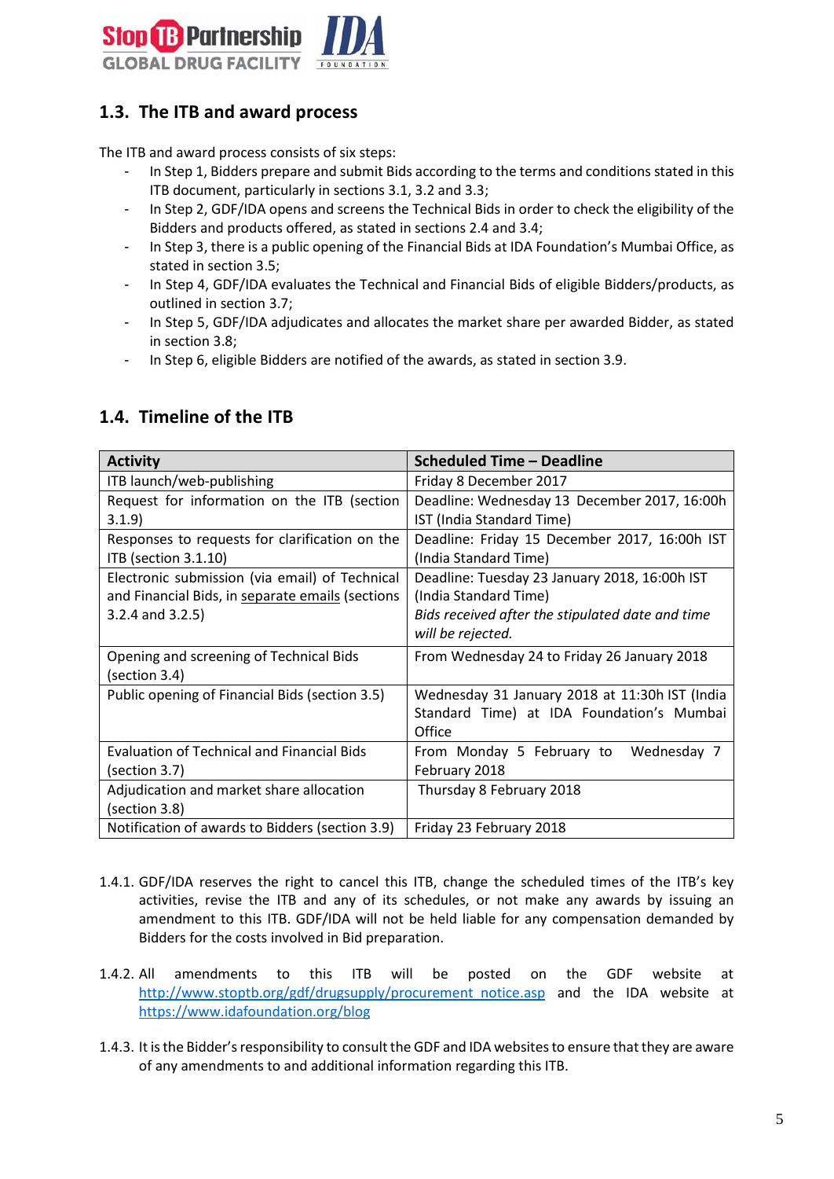## 1.3. The ITB and award process

The ITB and award process consists of six steps:

- In Step 1, Bidders prepare and submit Bids according to the terms and conditions stated in this ITB document, particularly in sections 3.1, 3.2 and 3.3;
- In Step 2, GDF/IDA opens and screens the Technical Bids in order to check the eligibility of the Bidders and products offered, as stated in sections 2.4 and 3.4;
- In Step 3, there is a public opening of the Financial Bids at IDA Foundation's Mumbai Office, as stated in section 3.5;
- In Step 4, GDF/IDA evaluates the Technical and Financial Bids of eligible Bidders/products, as outlined in section 3.7;
- In Step 5, GDF/IDA adjudicates and allocates the market share per awarded Bidder, as stated in section 3.8;
- In Step 6, eligible Bidders are notified of the awards, as stated in section 3.9.

## 1.4. Timeline of the ITB

| Activity | Scheduled Time – Deadline |
|---|---|
| ITB launch/web-publishing | Friday 8 December 2017 |
| Request for information on the ITB (section 3.1.9) | Deadline: Wednesday 13 December 2017, 16:00h IST (India Standard Time) |
| Responses to requests for clarification on the ITB (section 3.1.10) | Deadline: Friday 15 December 2017, 16:00h IST (India Standard Time) |
| Electronic submission (via email) of Technical and Financial Bids, in <u>separate emails</u> (sections 3.2.4 and 3.2.5) | Deadline: Tuesday 23 January 2018, 16:00h IST (India Standard Time)<br>*Bids received after the stipulated date and time will be rejected.* |
| Opening and screening of Technical Bids (section 3.4) | From Wednesday 24 to Friday 26 January 2018 |
| Public opening of Financial Bids (section 3.5) | Wednesday 31 January 2018 at 11:30h IST (India Standard Time) at IDA Foundation's Mumbai Office |
| Evaluation of Technical and Financial Bids (section 3.7) | From Monday 5 February to Wednesday 7 February 2018 |
| Adjudication and market share allocation (section 3.8) | Thursday 8 February 2018 |
| Notification of awards to Bidders (section 3.9) | Friday 23 February 2018 |

1.4.1. GDF/IDA reserves the right to cancel this ITB, change the scheduled times of the ITB's key activities, revise the ITB and any of its schedules, or not make any awards by issuing an amendment to this ITB. GDF/IDA will not be held liable for any compensation demanded by Bidders for the costs involved in Bid preparation.

1.4.2. All amendments to this ITB will be posted on the GDF website at http://www.stoptb.org/gdf/drugsupply/procurement_notice.asp and the IDA website at https://www.idafoundation.org/blog

1.4.3. It is the Bidder's responsibility to consult the GDF and IDA websites to ensure that they are aware of any amendments to and additional information regarding this ITB.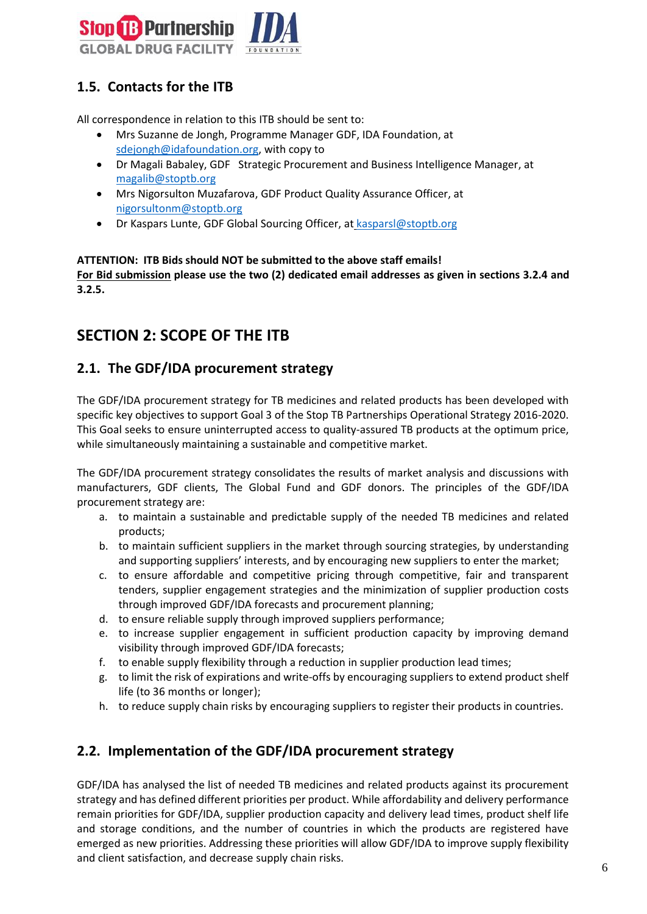## 1.5. Contacts for the ITB

All correspondence in relation to this ITB should be sent to:

- Mrs Suzanne de Jongh, Programme Manager GDF, IDA Foundation, at sdejongh@idafoundation.org, with copy to
- Dr Magali Babaley, GDF Strategic Procurement and Business Intelligence Manager, at magalib@stoptb.org
- Mrs Nigorsulton Muzafarova, GDF Product Quality Assurance Officer, at nigorsultonm@stoptb.org
- Dr Kaspars Lunte, GDF Global Sourcing Officer, at kasparsl@stoptb.org

**ATTENTION: ITB Bids should NOT be submitted to the above staff emails!**
**For Bid submission please use the two (2) dedicated email addresses as given in sections 3.2.4 and 3.2.5.**

# SECTION 2: SCOPE OF THE ITB

## 2.1. The GDF/IDA procurement strategy

The GDF/IDA procurement strategy for TB medicines and related products has been developed with specific key objectives to support Goal 3 of the Stop TB Partnerships Operational Strategy 2016-2020. This Goal seeks to ensure uninterrupted access to quality-assured TB products at the optimum price, while simultaneously maintaining a sustainable and competitive market.

The GDF/IDA procurement strategy consolidates the results of market analysis and discussions with manufacturers, GDF clients, The Global Fund and GDF donors. The principles of the GDF/IDA procurement strategy are:

a. to maintain a sustainable and predictable supply of the needed TB medicines and related products;
b. to maintain sufficient suppliers in the market through sourcing strategies, by understanding and supporting suppliers' interests, and by encouraging new suppliers to enter the market;
c. to ensure affordable and competitive pricing through competitive, fair and transparent tenders, supplier engagement strategies and the minimization of supplier production costs through improved GDF/IDA forecasts and procurement planning;
d. to ensure reliable supply through improved suppliers performance;
e. to increase supplier engagement in sufficient production capacity by improving demand visibility through improved GDF/IDA forecasts;
f. to enable supply flexibility through a reduction in supplier production lead times;
g. to limit the risk of expirations and write-offs by encouraging suppliers to extend product shelf life (to 36 months or longer);
h. to reduce supply chain risks by encouraging suppliers to register their products in countries.

## 2.2. Implementation of the GDF/IDA procurement strategy

GDF/IDA has analysed the list of needed TB medicines and related products against its procurement strategy and has defined different priorities per product. While affordability and delivery performance remain priorities for GDF/IDA, supplier production capacity and delivery lead times, product shelf life and storage conditions, and the number of countries in which the products are registered have emerged as new priorities. Addressing these priorities will allow GDF/IDA to improve supply flexibility and client satisfaction, and decrease supply chain risks.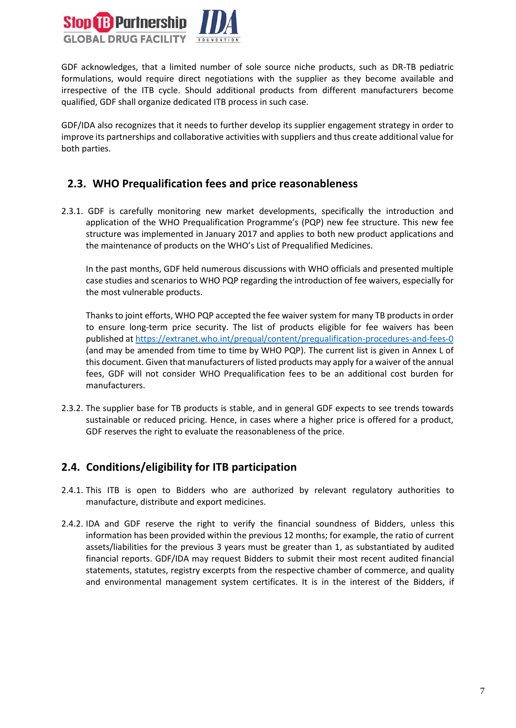GDF acknowledges, that a limited number of sole source niche products, such as DR-TB pediatric formulations, would require direct negotiations with the supplier as they become available and irrespective of the ITB cycle. Should additional products from different manufacturers become qualified, GDF shall organize dedicated ITB process in such case.

GDF/IDA also recognizes that it needs to further develop its supplier engagement strategy in order to improve its partnerships and collaborative activities with suppliers and thus create additional value for both parties.

## 2.3. WHO Prequalification fees and price reasonableness

2.3.1. GDF is carefully monitoring new market developments, specifically the introduction and application of the WHO Prequalification Programme's (PQP) new fee structure. This new fee structure was implemented in January 2017 and applies to both new product applications and the maintenance of products on the WHO's List of Prequalified Medicines.

In the past months, GDF held numerous discussions with WHO officials and presented multiple case studies and scenarios to WHO PQP regarding the introduction of fee waivers, especially for the most vulnerable products.

Thanks to joint efforts, WHO PQP accepted the fee waiver system for many TB products in order to ensure long-term price security. The list of products eligible for fee waivers has been published at https://extranet.who.int/prequal/content/prequalification-procedures-and-fees-0 (and may be amended from time to time by WHO PQP). The current list is given in Annex L of this document. Given that manufacturers of listed products may apply for a waiver of the annual fees, GDF will not consider WHO Prequalification fees to be an additional cost burden for manufacturers.

2.3.2. The supplier base for TB products is stable, and in general GDF expects to see trends towards sustainable or reduced pricing. Hence, in cases where a higher price is offered for a product, GDF reserves the right to evaluate the reasonableness of the price.

## 2.4. Conditions/eligibility for ITB participation

2.4.1. This ITB is open to Bidders who are authorized by relevant regulatory authorities to manufacture, distribute and export medicines.

2.4.2. IDA and GDF reserve the right to verify the financial soundness of Bidders, unless this information has been provided within the previous 12 months; for example, the ratio of current assets/liabilities for the previous 3 years must be greater than 1, as substantiated by audited financial reports. GDF/IDA may request Bidders to submit their most recent audited financial statements, statutes, registry excerpts from the respective chamber of commerce, and quality and environmental management system certificates. It is in the interest of the Bidders, if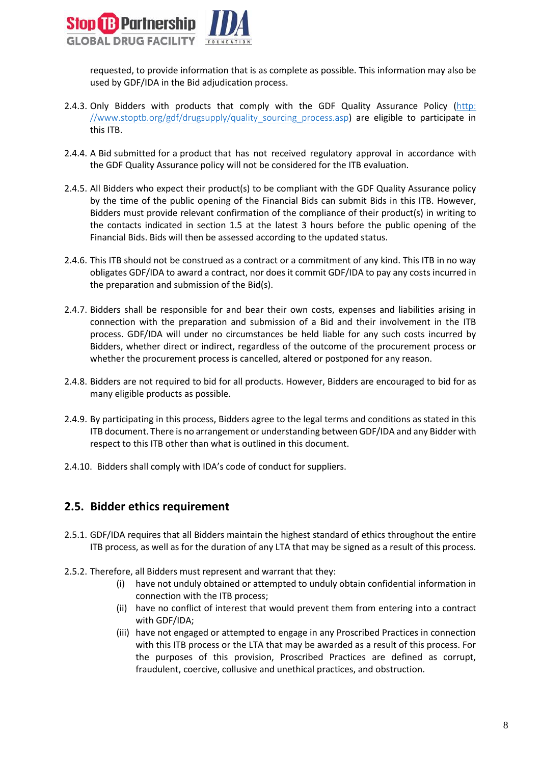requested, to provide information that is as complete as possible. This information may also be used by GDF/IDA in the Bid adjudication process.

2.4.3. Only Bidders with products that comply with the GDF Quality Assurance Policy (http://www.stoptb.org/gdf/drugsupply/quality_sourcing_process.asp) are eligible to participate in this ITB.

2.4.4. A Bid submitted for a product that has not received regulatory approval in accordance with the GDF Quality Assurance policy will not be considered for the ITB evaluation.

2.4.5. All Bidders who expect their product(s) to be compliant with the GDF Quality Assurance policy by the time of the public opening of the Financial Bids can submit Bids in this ITB. However, Bidders must provide relevant confirmation of the compliance of their product(s) in writing to the contacts indicated in section 1.5 at the latest 3 hours before the public opening of the Financial Bids. Bids will then be assessed according to the updated status.

2.4.6. This ITB should not be construed as a contract or a commitment of any kind. This ITB in no way obligates GDF/IDA to award a contract, nor does it commit GDF/IDA to pay any costs incurred in the preparation and submission of the Bid(s).

2.4.7. Bidders shall be responsible for and bear their own costs, expenses and liabilities arising in connection with the preparation and submission of a Bid and their involvement in the ITB process. GDF/IDA will under no circumstances be held liable for any such costs incurred by Bidders, whether direct or indirect, regardless of the outcome of the procurement process or whether the procurement process is cancelled, altered or postponed for any reason.

2.4.8. Bidders are not required to bid for all products. However, Bidders are encouraged to bid for as many eligible products as possible.

2.4.9. By participating in this process, Bidders agree to the legal terms and conditions as stated in this ITB document. There is no arrangement or understanding between GDF/IDA and any Bidder with respect to this ITB other than what is outlined in this document.

2.4.10. Bidders shall comply with IDA's code of conduct for suppliers.

## 2.5. Bidder ethics requirement

2.5.1. GDF/IDA requires that all Bidders maintain the highest standard of ethics throughout the entire ITB process, as well as for the duration of any LTA that may be signed as a result of this process.

2.5.2. Therefore, all Bidders must represent and warrant that they:

(i) have not unduly obtained or attempted to unduly obtain confidential information in connection with the ITB process;

(ii) have no conflict of interest that would prevent them from entering into a contract with GDF/IDA;

(iii) have not engaged or attempted to engage in any Proscribed Practices in connection with this ITB process or the LTA that may be awarded as a result of this process. For the purposes of this provision, Proscribed Practices are defined as corrupt, fraudulent, coercive, collusive and unethical practices, and obstruction.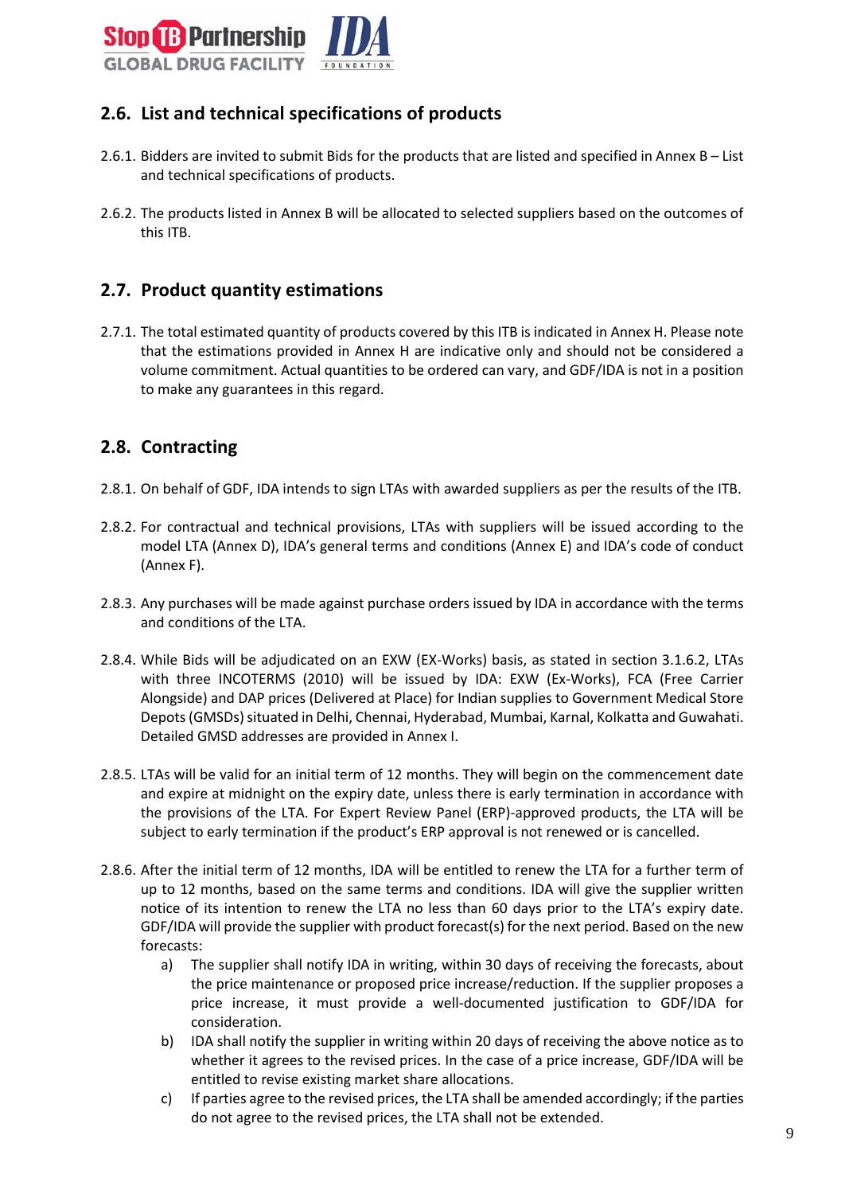## 2.6. List and technical specifications of products

2.6.1. Bidders are invited to submit Bids for the products that are listed and specified in Annex B – List and technical specifications of products.

2.6.2. The products listed in Annex B will be allocated to selected suppliers based on the outcomes of this ITB.

## 2.7. Product quantity estimations

2.7.1. The total estimated quantity of products covered by this ITB is indicated in Annex H. Please note that the estimations provided in Annex H are indicative only and should not be considered a volume commitment. Actual quantities to be ordered can vary, and GDF/IDA is not in a position to make any guarantees in this regard.

## 2.8. Contracting

2.8.1. On behalf of GDF, IDA intends to sign LTAs with awarded suppliers as per the results of the ITB.

2.8.2. For contractual and technical provisions, LTAs with suppliers will be issued according to the model LTA (Annex D), IDA's general terms and conditions (Annex E) and IDA's code of conduct (Annex F).

2.8.3. Any purchases will be made against purchase orders issued by IDA in accordance with the terms and conditions of the LTA.

2.8.4. While Bids will be adjudicated on an EXW (EX-Works) basis, as stated in section 3.1.6.2, LTAs with three INCOTERMS (2010) will be issued by IDA: EXW (Ex-Works), FCA (Free Carrier Alongside) and DAP prices (Delivered at Place) for Indian supplies to Government Medical Store Depots (GMSDs) situated in Delhi, Chennai, Hyderabad, Mumbai, Karnal, Kolkatta and Guwahati. Detailed GMSD addresses are provided in Annex I.

2.8.5. LTAs will be valid for an initial term of 12 months. They will begin on the commencement date and expire at midnight on the expiry date, unless there is early termination in accordance with the provisions of the LTA. For Expert Review Panel (ERP)-approved products, the LTA will be subject to early termination if the product's ERP approval is not renewed or is cancelled.

2.8.6. After the initial term of 12 months, IDA will be entitled to renew the LTA for a further term of up to 12 months, based on the same terms and conditions. IDA will give the supplier written notice of its intention to renew the LTA no less than 60 days prior to the LTA's expiry date. GDF/IDA will provide the supplier with product forecast(s) for the next period. Based on the new forecasts:

a) The supplier shall notify IDA in writing, within 30 days of receiving the forecasts, about the price maintenance or proposed price increase/reduction. If the supplier proposes a price increase, it must provide a well-documented justification to GDF/IDA for consideration.

b) IDA shall notify the supplier in writing within 20 days of receiving the above notice as to whether it agrees to the revised prices. In the case of a price increase, GDF/IDA will be entitled to revise existing market share allocations.

c) If parties agree to the revised prices, the LTA shall be amended accordingly; if the parties do not agree to the revised prices, the LTA shall not be extended.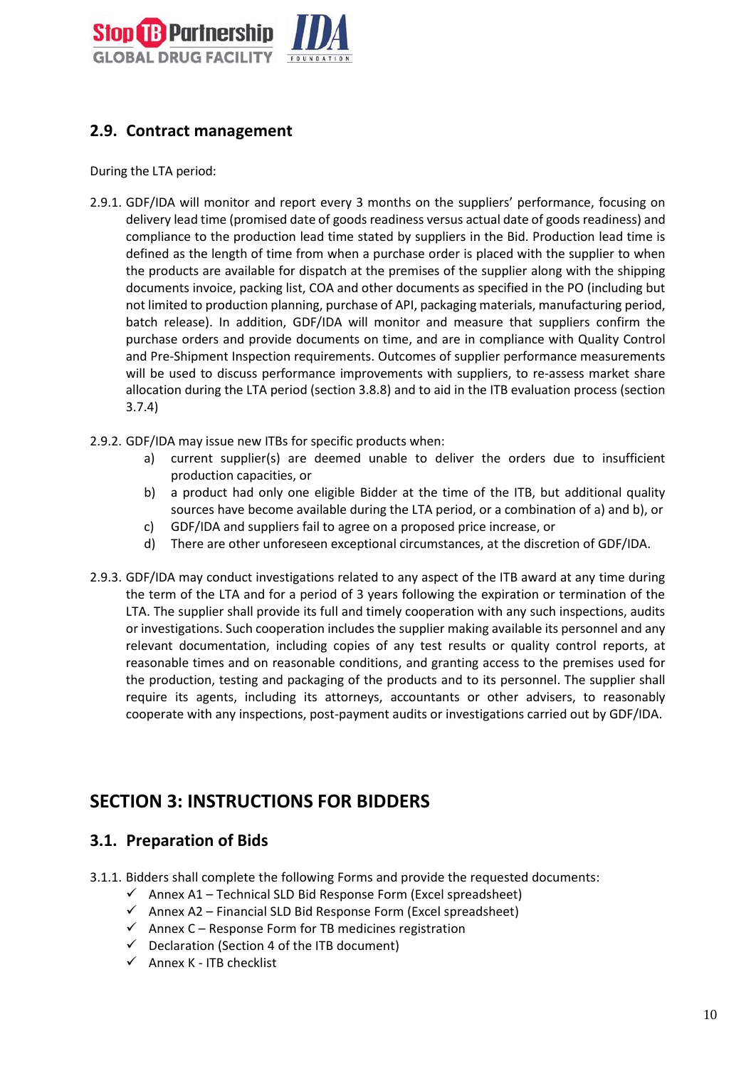## 2.9. Contract management

During the LTA period:

2.9.1. GDF/IDA will monitor and report every 3 months on the suppliers' performance, focusing on delivery lead time (promised date of goods readiness versus actual date of goods readiness) and compliance to the production lead time stated by suppliers in the Bid. Production lead time is defined as the length of time from when a purchase order is placed with the supplier to when the products are available for dispatch at the premises of the supplier along with the shipping documents invoice, packing list, COA and other documents as specified in the PO (including but not limited to production planning, purchase of API, packaging materials, manufacturing period, batch release). In addition, GDF/IDA will monitor and measure that suppliers confirm the purchase orders and provide documents on time, and are in compliance with Quality Control and Pre-Shipment Inspection requirements. Outcomes of supplier performance measurements will be used to discuss performance improvements with suppliers, to re-assess market share allocation during the LTA period (section 3.8.8) and to aid in the ITB evaluation process (section 3.7.4)

2.9.2. GDF/IDA may issue new ITBs for specific products when:

a) current supplier(s) are deemed unable to deliver the orders due to insufficient production capacities, or
b) a product had only one eligible Bidder at the time of the ITB, but additional quality sources have become available during the LTA period, or a combination of a) and b), or
c) GDF/IDA and suppliers fail to agree on a proposed price increase, or
d) There are other unforeseen exceptional circumstances, at the discretion of GDF/IDA.

2.9.3. GDF/IDA may conduct investigations related to any aspect of the ITB award at any time during the term of the LTA and for a period of 3 years following the expiration or termination of the LTA. The supplier shall provide its full and timely cooperation with any such inspections, audits or investigations. Such cooperation includes the supplier making available its personnel and any relevant documentation, including copies of any test results or quality control reports, at reasonable times and on reasonable conditions, and granting access to the premises used for the production, testing and packaging of the products and to its personnel. The supplier shall require its agents, including its attorneys, accountants or other advisers, to reasonably cooperate with any inspections, post-payment audits or investigations carried out by GDF/IDA.

# SECTION 3: INSTRUCTIONS FOR BIDDERS

## 3.1. Preparation of Bids

3.1.1. Bidders shall complete the following Forms and provide the requested documents:

- ✓ Annex A1 – Technical SLD Bid Response Form (Excel spreadsheet)
- ✓ Annex A2 – Financial SLD Bid Response Form (Excel spreadsheet)
- ✓ Annex C – Response Form for TB medicines registration
- ✓ Declaration (Section 4 of the ITB document)
- ✓ Annex K - ITB checklist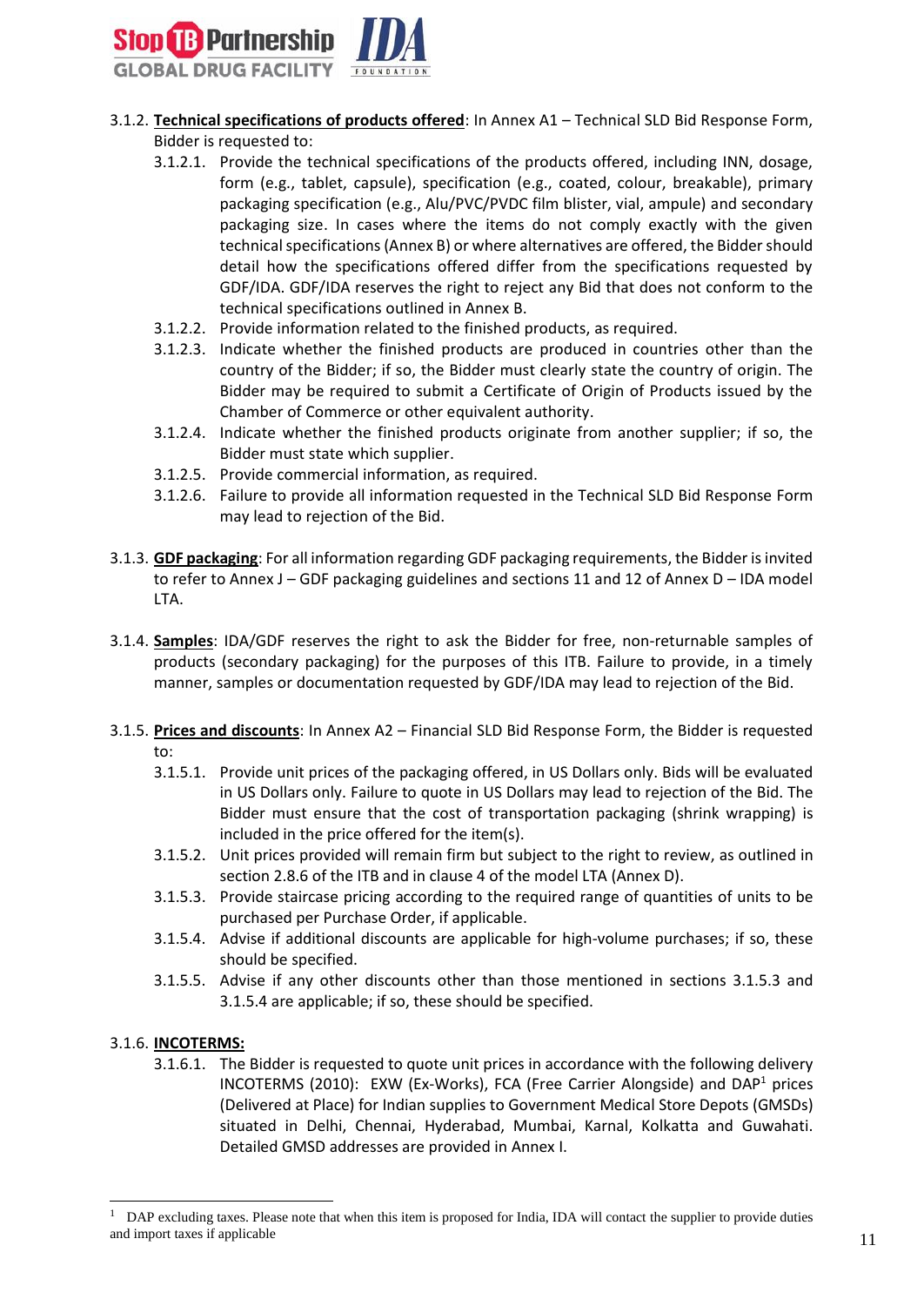3.1.2. **Technical specifications of products offered**: In Annex A1 – Technical SLD Bid Response Form, Bidder is requested to:

- 3.1.2.1. Provide the technical specifications of the products offered, including INN, dosage, form (e.g., tablet, capsule), specification (e.g., coated, colour, breakable), primary packaging specification (e.g., Alu/PVC/PVDC film blister, vial, ampule) and secondary packaging size. In cases where the items do not comply exactly with the given technical specifications (Annex B) or where alternatives are offered, the Bidder should detail how the specifications offered differ from the specifications requested by GDF/IDA. GDF/IDA reserves the right to reject any Bid that does not conform to the technical specifications outlined in Annex B.
- 3.1.2.2. Provide information related to the finished products, as required.
- 3.1.2.3. Indicate whether the finished products are produced in countries other than the country of the Bidder; if so, the Bidder must clearly state the country of origin. The Bidder may be required to submit a Certificate of Origin of Products issued by the Chamber of Commerce or other equivalent authority.
- 3.1.2.4. Indicate whether the finished products originate from another supplier; if so, the Bidder must state which supplier.
- 3.1.2.5. Provide commercial information, as required.
- 3.1.2.6. Failure to provide all information requested in the Technical SLD Bid Response Form may lead to rejection of the Bid.

3.1.3. **GDF packaging**: For all information regarding GDF packaging requirements, the Bidder is invited to refer to Annex J – GDF packaging guidelines and sections 11 and 12 of Annex D – IDA model LTA.

3.1.4. **Samples**: IDA/GDF reserves the right to ask the Bidder for free, non-returnable samples of products (secondary packaging) for the purposes of this ITB. Failure to provide, in a timely manner, samples or documentation requested by GDF/IDA may lead to rejection of the Bid.

3.1.5. **Prices and discounts**: In Annex A2 – Financial SLD Bid Response Form, the Bidder is requested to:

- 3.1.5.1. Provide unit prices of the packaging offered, in US Dollars only. Bids will be evaluated in US Dollars only. Failure to quote in US Dollars may lead to rejection of the Bid. The Bidder must ensure that the cost of transportation packaging (shrink wrapping) is included in the price offered for the item(s).
- 3.1.5.2. Unit prices provided will remain firm but subject to the right to review, as outlined in section 2.8.6 of the ITB and in clause 4 of the model LTA (Annex D).
- 3.1.5.3. Provide staircase pricing according to the required range of quantities of units to be purchased per Purchase Order, if applicable.
- 3.1.5.4. Advise if additional discounts are applicable for high-volume purchases; if so, these should be specified.
- 3.1.5.5. Advise if any other discounts other than those mentioned in sections 3.1.5.3 and 3.1.5.4 are applicable; if so, these should be specified.

3.1.6. **INCOTERMS:**

- 3.1.6.1. The Bidder is requested to quote unit prices in accordance with the following delivery INCOTERMS (2010): EXW (Ex-Works), FCA (Free Carrier Alongside) and DAP[1] prices (Delivered at Place) for Indian supplies to Government Medical Store Depots (GMSDs) situated in Delhi, Chennai, Hyderabad, Mumbai, Karnal, Kolkatta and Guwahati. Detailed GMSD addresses are provided in Annex I.

[1] DAP excluding taxes. Please note that when this item is proposed for India, IDA will contact the supplier to provide duties and import taxes if applicable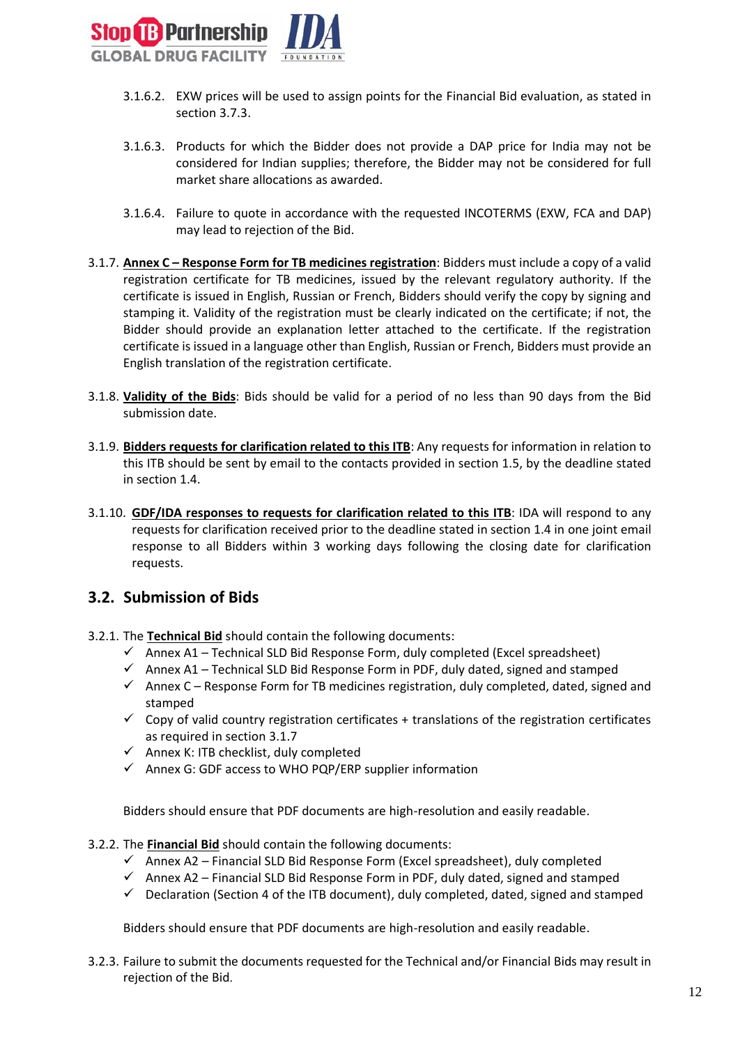3.1.6.2. EXW prices will be used to assign points for the Financial Bid evaluation, as stated in section 3.7.3.

3.1.6.3. Products for which the Bidder does not provide a DAP price for India may not be considered for Indian supplies; therefore, the Bidder may not be considered for full market share allocations as awarded.

3.1.6.4. Failure to quote in accordance with the requested INCOTERMS (EXW, FCA and DAP) may lead to rejection of the Bid.

3.1.7. **Annex C – Response Form for TB medicines registration**: Bidders must include a copy of a valid registration certificate for TB medicines, issued by the relevant regulatory authority. If the certificate is issued in English, Russian or French, Bidders should verify the copy by signing and stamping it. Validity of the registration must be clearly indicated on the certificate; if not, the Bidder should provide an explanation letter attached to the certificate. If the registration certificate is issued in a language other than English, Russian or French, Bidders must provide an English translation of the registration certificate.

3.1.8. **Validity of the Bids**: Bids should be valid for a period of no less than 90 days from the Bid submission date.

3.1.9. **Bidders requests for clarification related to this ITB**: Any requests for information in relation to this ITB should be sent by email to the contacts provided in section 1.5, by the deadline stated in section 1.4.

3.1.10. **GDF/IDA responses to requests for clarification related to this ITB**: IDA will respond to any requests for clarification received prior to the deadline stated in section 1.4 in one joint email response to all Bidders within 3 working days following the closing date for clarification requests.

## 3.2. Submission of Bids

3.2.1. The **Technical Bid** should contain the following documents:

- ✓ Annex A1 – Technical SLD Bid Response Form, duly completed (Excel spreadsheet)
- ✓ Annex A1 – Technical SLD Bid Response Form in PDF, duly dated, signed and stamped
- ✓ Annex C – Response Form for TB medicines registration, duly completed, dated, signed and stamped
- ✓ Copy of valid country registration certificates + translations of the registration certificates as required in section 3.1.7
- ✓ Annex K: ITB checklist, duly completed
- ✓ Annex G: GDF access to WHO PQP/ERP supplier information

Bidders should ensure that PDF documents are high-resolution and easily readable.

3.2.2. The **Financial Bid** should contain the following documents:

- ✓ Annex A2 – Financial SLD Bid Response Form (Excel spreadsheet), duly completed
- ✓ Annex A2 – Financial SLD Bid Response Form in PDF, duly dated, signed and stamped
- ✓ Declaration (Section 4 of the ITB document), duly completed, dated, signed and stamped

Bidders should ensure that PDF documents are high-resolution and easily readable.

3.2.3. Failure to submit the documents requested for the Technical and/or Financial Bids may result in rejection of the Bid.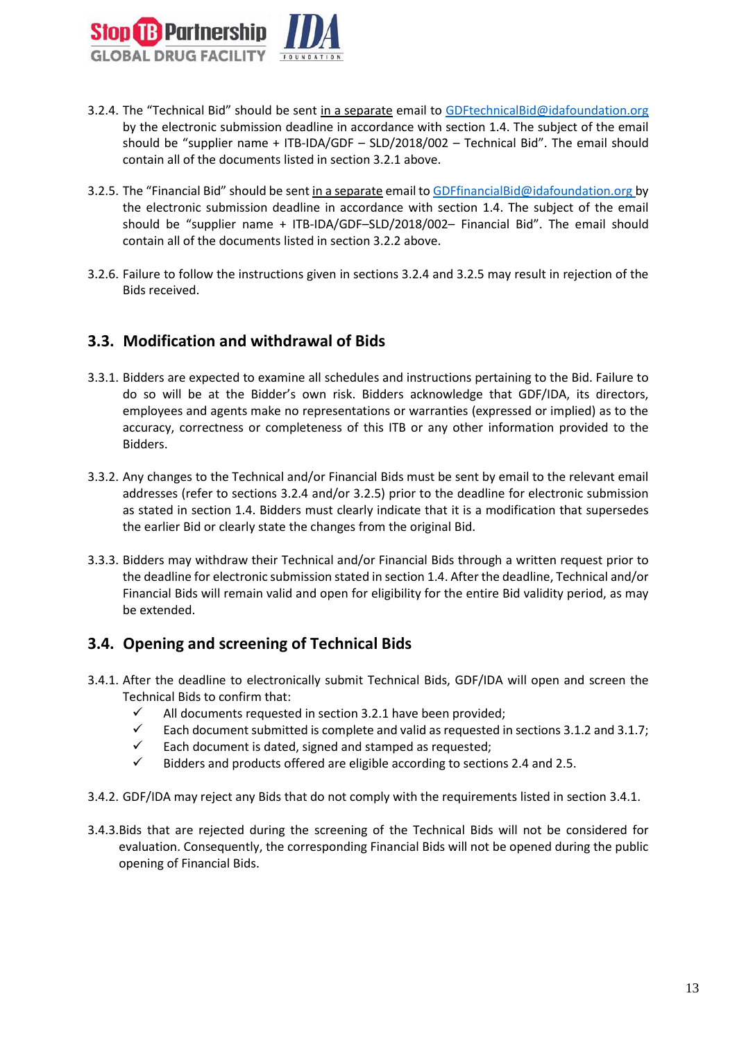3.2.4. The "Technical Bid" should be sent in a separate email to GDFtechnicalBid@idafoundation.org by the electronic submission deadline in accordance with section 1.4. The subject of the email should be "supplier name + ITB-IDA/GDF – SLD/2018/002 – Technical Bid". The email should contain all of the documents listed in section 3.2.1 above.

3.2.5. The "Financial Bid" should be sent in a separate email to GDFfinancialBid@idafoundation.org by the electronic submission deadline in accordance with section 1.4. The subject of the email should be "supplier name + ITB-IDA/GDF–SLD/2018/002– Financial Bid". The email should contain all of the documents listed in section 3.2.2 above.

3.2.6. Failure to follow the instructions given in sections 3.2.4 and 3.2.5 may result in rejection of the Bids received.

## 3.3. Modification and withdrawal of Bids

3.3.1. Bidders are expected to examine all schedules and instructions pertaining to the Bid. Failure to do so will be at the Bidder's own risk. Bidders acknowledge that GDF/IDA, its directors, employees and agents make no representations or warranties (expressed or implied) as to the accuracy, correctness or completeness of this ITB or any other information provided to the Bidders.

3.3.2. Any changes to the Technical and/or Financial Bids must be sent by email to the relevant email addresses (refer to sections 3.2.4 and/or 3.2.5) prior to the deadline for electronic submission as stated in section 1.4. Bidders must clearly indicate that it is a modification that supersedes the earlier Bid or clearly state the changes from the original Bid.

3.3.3. Bidders may withdraw their Technical and/or Financial Bids through a written request prior to the deadline for electronic submission stated in section 1.4. After the deadline, Technical and/or Financial Bids will remain valid and open for eligibility for the entire Bid validity period, as may be extended.

## 3.4. Opening and screening of Technical Bids

3.4.1. After the deadline to electronically submit Technical Bids, GDF/IDA will open and screen the Technical Bids to confirm that:

- ✓ All documents requested in section 3.2.1 have been provided;
- ✓ Each document submitted is complete and valid as requested in sections 3.1.2 and 3.1.7;
- ✓ Each document is dated, signed and stamped as requested;
- ✓ Bidders and products offered are eligible according to sections 2.4 and 2.5.

3.4.2. GDF/IDA may reject any Bids that do not comply with the requirements listed in section 3.4.1.

3.4.3. Bids that are rejected during the screening of the Technical Bids will not be considered for evaluation. Consequently, the corresponding Financial Bids will not be opened during the public opening of Financial Bids.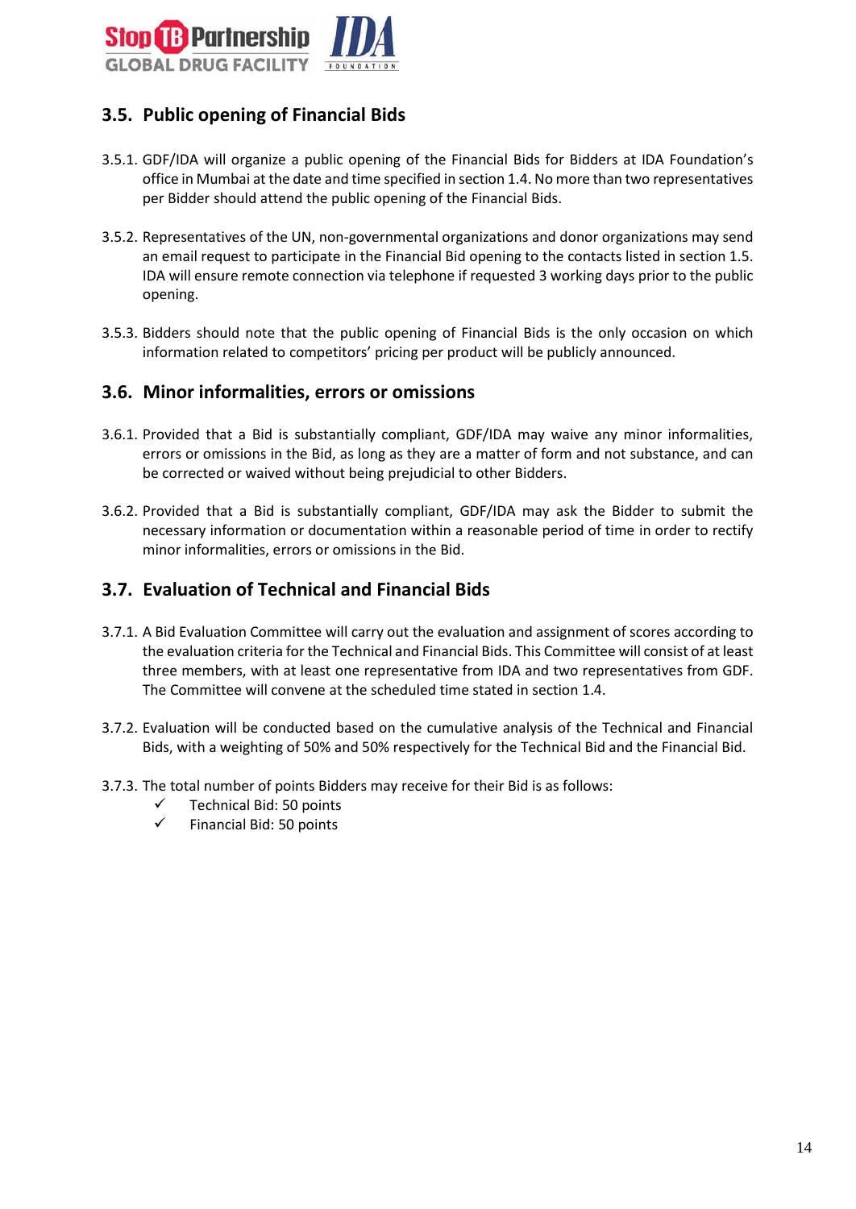## 3.5. Public opening of Financial Bids

3.5.1. GDF/IDA will organize a public opening of the Financial Bids for Bidders at IDA Foundation's office in Mumbai at the date and time specified in section 1.4. No more than two representatives per Bidder should attend the public opening of the Financial Bids.

3.5.2. Representatives of the UN, non-governmental organizations and donor organizations may send an email request to participate in the Financial Bid opening to the contacts listed in section 1.5. IDA will ensure remote connection via telephone if requested 3 working days prior to the public opening.

3.5.3. Bidders should note that the public opening of Financial Bids is the only occasion on which information related to competitors' pricing per product will be publicly announced.

## 3.6. Minor informalities, errors or omissions

3.6.1. Provided that a Bid is substantially compliant, GDF/IDA may waive any minor informalities, errors or omissions in the Bid, as long as they are a matter of form and not substance, and can be corrected or waived without being prejudicial to other Bidders.

3.6.2. Provided that a Bid is substantially compliant, GDF/IDA may ask the Bidder to submit the necessary information or documentation within a reasonable period of time in order to rectify minor informalities, errors or omissions in the Bid.

## 3.7. Evaluation of Technical and Financial Bids

3.7.1. A Bid Evaluation Committee will carry out the evaluation and assignment of scores according to the evaluation criteria for the Technical and Financial Bids. This Committee will consist of at least three members, with at least one representative from IDA and two representatives from GDF. The Committee will convene at the scheduled time stated in section 1.4.

3.7.2. Evaluation will be conducted based on the cumulative analysis of the Technical and Financial Bids, with a weighting of 50% and 50% respectively for the Technical Bid and the Financial Bid.

3.7.3. The total number of points Bidders may receive for their Bid is as follows:

- ✓ Technical Bid: 50 points
- ✓ Financial Bid: 50 points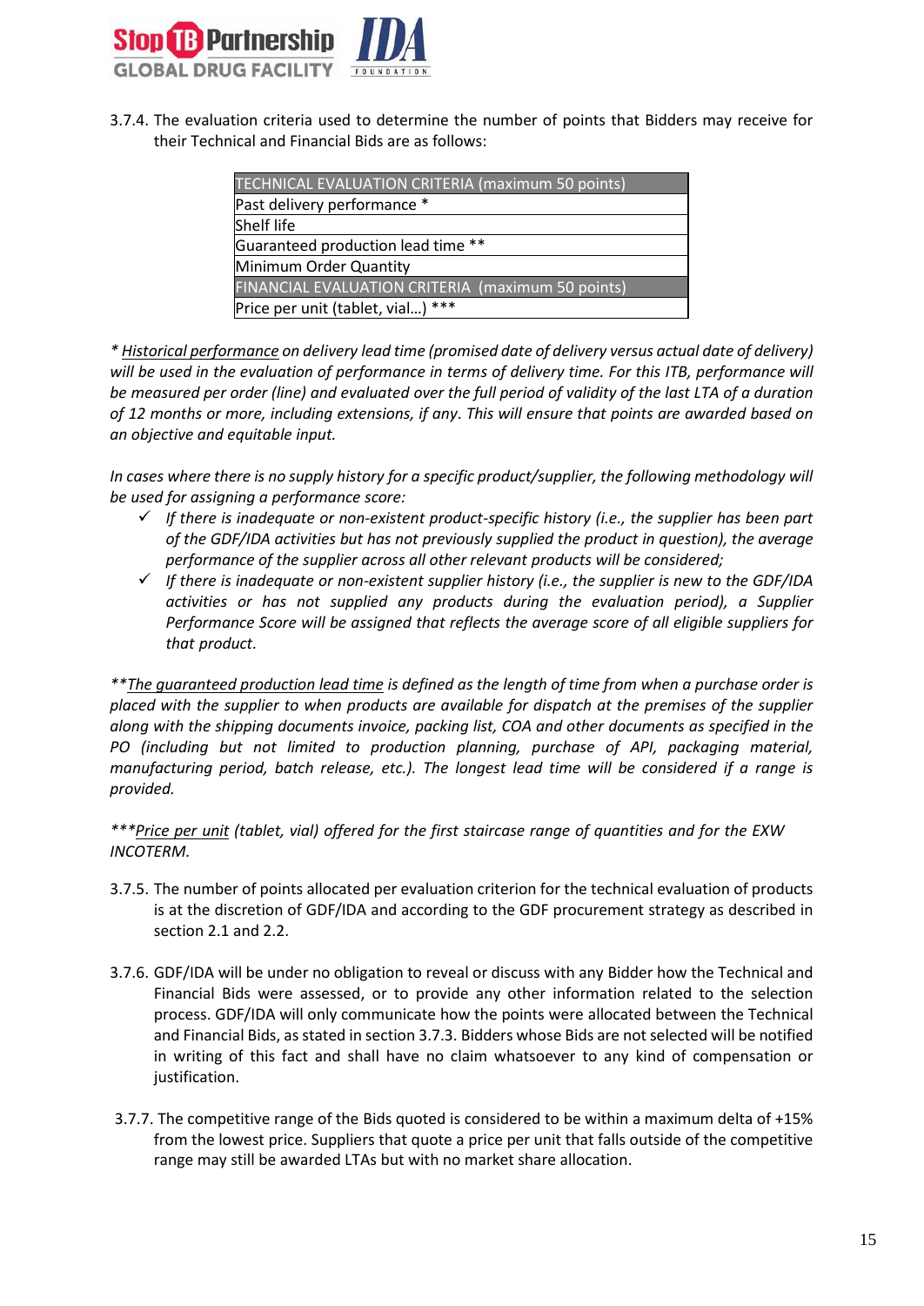3.7.4. The evaluation criteria used to determine the number of points that Bidders may receive for their Technical and Financial Bids are as follows:

| TECHNICAL EVALUATION CRITERIA (maximum 50 points) |
|---|
| Past delivery performance * |
| Shelf life |
| Guaranteed production lead time ** |
| Minimum Order Quantity |
| FINANCIAL EVALUATION CRITERIA (maximum 50 points) |
| Price per unit (tablet, vial…) *** |

*\* <u>Historical performance</u> on delivery lead time (promised date of delivery versus actual date of delivery) will be used in the evaluation of performance in terms of delivery time. For this ITB, performance will be measured per order (line) and evaluated over the full period of validity of the last LTA of a duration of 12 months or more, including extensions, if any. This will ensure that points are awarded based on an objective and equitable input.*

*In cases where there is no supply history for a specific product/supplier, the following methodology will be used for assigning a performance score:*

- ✓ *If there is inadequate or non-existent product-specific history (i.e., the supplier has been part of the GDF/IDA activities but has not previously supplied the product in question), the average performance of the supplier across all other relevant products will be considered;*
- ✓ *If there is inadequate or non-existent supplier history (i.e., the supplier is new to the GDF/IDA activities or has not supplied any products during the evaluation period), a Supplier Performance Score will be assigned that reflects the average score of all eligible suppliers for that product.*

*\*\*<u>The guaranteed production lead time</u> is defined as the length of time from when a purchase order is placed with the supplier to when products are available for dispatch at the premises of the supplier along with the shipping documents invoice, packing list, COA and other documents as specified in the PO (including but not limited to production planning, purchase of API, packaging material, manufacturing period, batch release, etc.). The longest lead time will be considered if a range is provided.*

*\*\*\*<u>Price per unit</u> (tablet, vial) offered for the first staircase range of quantities and for the EXW INCOTERM.*

3.7.5. The number of points allocated per evaluation criterion for the technical evaluation of products is at the discretion of GDF/IDA and according to the GDF procurement strategy as described in section 2.1 and 2.2.

3.7.6. GDF/IDA will be under no obligation to reveal or discuss with any Bidder how the Technical and Financial Bids were assessed, or to provide any other information related to the selection process. GDF/IDA will only communicate how the points were allocated between the Technical and Financial Bids, as stated in section 3.7.3. Bidders whose Bids are not selected will be notified in writing of this fact and shall have no claim whatsoever to any kind of compensation or justification.

3.7.7. The competitive range of the Bids quoted is considered to be within a maximum delta of +15% from the lowest price. Suppliers that quote a price per unit that falls outside of the competitive range may still be awarded LTAs but with no market share allocation.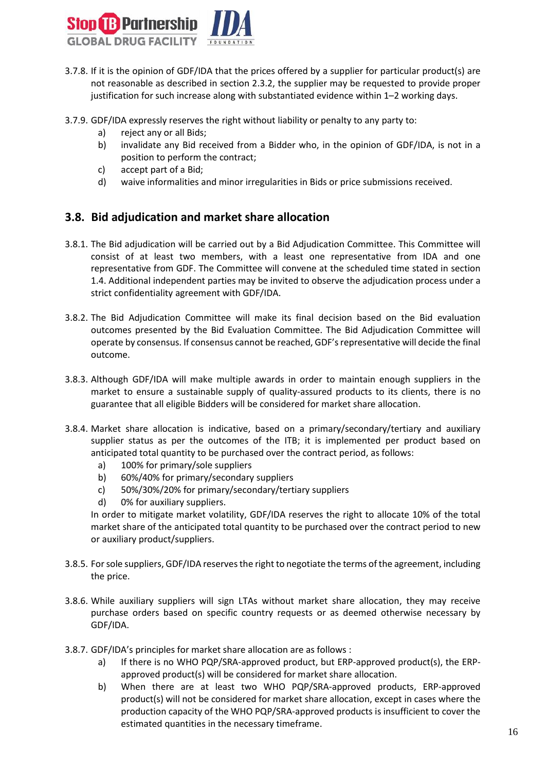3.7.8. If it is the opinion of GDF/IDA that the prices offered by a supplier for particular product(s) are not reasonable as described in section 2.3.2, the supplier may be requested to provide proper justification for such increase along with substantiated evidence within 1–2 working days.

3.7.9. GDF/IDA expressly reserves the right without liability or penalty to any party to:

a) reject any or all Bids;
b) invalidate any Bid received from a Bidder who, in the opinion of GDF/IDA, is not in a position to perform the contract;
c) accept part of a Bid;
d) waive informalities and minor irregularities in Bids or price submissions received.

## 3.8. Bid adjudication and market share allocation

3.8.1. The Bid adjudication will be carried out by a Bid Adjudication Committee. This Committee will consist of at least two members, with a least one representative from IDA and one representative from GDF. The Committee will convene at the scheduled time stated in section 1.4. Additional independent parties may be invited to observe the adjudication process under a strict confidentiality agreement with GDF/IDA.

3.8.2. The Bid Adjudication Committee will make its final decision based on the Bid evaluation outcomes presented by the Bid Evaluation Committee. The Bid Adjudication Committee will operate by consensus. If consensus cannot be reached, GDF's representative will decide the final outcome.

3.8.3. Although GDF/IDA will make multiple awards in order to maintain enough suppliers in the market to ensure a sustainable supply of quality-assured products to its clients, there is no guarantee that all eligible Bidders will be considered for market share allocation.

3.8.4. Market share allocation is indicative, based on a primary/secondary/tertiary and auxiliary supplier status as per the outcomes of the ITB; it is implemented per product based on anticipated total quantity to be purchased over the contract period, as follows:

a) 100% for primary/sole suppliers
b) 60%/40% for primary/secondary suppliers
c) 50%/30%/20% for primary/secondary/tertiary suppliers
d) 0% for auxiliary suppliers.

In order to mitigate market volatility, GDF/IDA reserves the right to allocate 10% of the total market share of the anticipated total quantity to be purchased over the contract period to new or auxiliary product/suppliers.

3.8.5. For sole suppliers, GDF/IDA reserves the right to negotiate the terms of the agreement, including the price.

3.8.6. While auxiliary suppliers will sign LTAs without market share allocation, they may receive purchase orders based on specific country requests or as deemed otherwise necessary by GDF/IDA.

3.8.7. GDF/IDA's principles for market share allocation are as follows :

a) If there is no WHO PQP/SRA-approved product, but ERP-approved product(s), the ERP-approved product(s) will be considered for market share allocation.
b) When there are at least two WHO PQP/SRA-approved products, ERP-approved product(s) will not be considered for market share allocation, except in cases where the production capacity of the WHO PQP/SRA-approved products is insufficient to cover the estimated quantities in the necessary timeframe.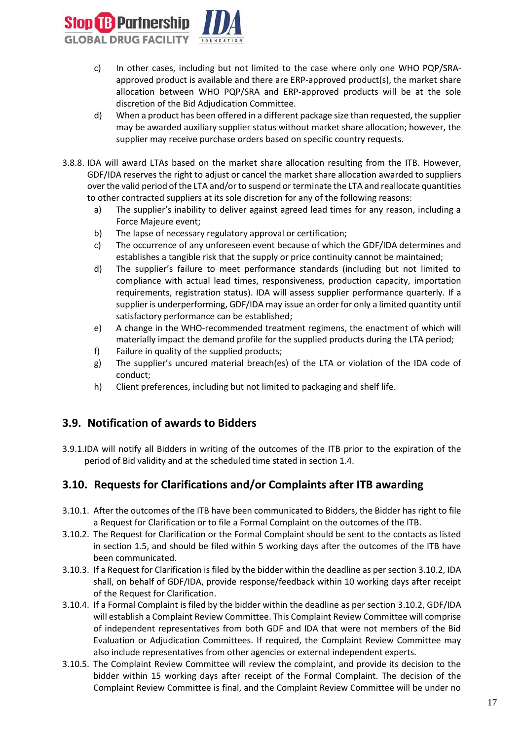c) In other cases, including but not limited to the case where only one WHO PQP/SRA-approved product is available and there are ERP-approved product(s), the market share allocation between WHO PQP/SRA and ERP-approved products will be at the sole discretion of the Bid Adjudication Committee.

d) When a product has been offered in a different package size than requested, the supplier may be awarded auxiliary supplier status without market share allocation; however, the supplier may receive purchase orders based on specific country requests.

3.8.8. IDA will award LTAs based on the market share allocation resulting from the ITB. However, GDF/IDA reserves the right to adjust or cancel the market share allocation awarded to suppliers over the valid period of the LTA and/or to suspend or terminate the LTA and reallocate quantities to other contracted suppliers at its sole discretion for any of the following reasons:

a) The supplier's inability to deliver against agreed lead times for any reason, including a Force Majeure event;
b) The lapse of necessary regulatory approval or certification;
c) The occurrence of any unforeseen event because of which the GDF/IDA determines and establishes a tangible risk that the supply or price continuity cannot be maintained;
d) The supplier's failure to meet performance standards (including but not limited to compliance with actual lead times, responsiveness, production capacity, importation requirements, registration status). IDA will assess supplier performance quarterly. If a supplier is underperforming, GDF/IDA may issue an order for only a limited quantity until satisfactory performance can be established;
e) A change in the WHO-recommended treatment regimens, the enactment of which will materially impact the demand profile for the supplied products during the LTA period;
f) Failure in quality of the supplied products;
g) The supplier's uncured material breach(es) of the LTA or violation of the IDA code of conduct;
h) Client preferences, including but not limited to packaging and shelf life.

## 3.9. Notification of awards to Bidders

3.9.1. IDA will notify all Bidders in writing of the outcomes of the ITB prior to the expiration of the period of Bid validity and at the scheduled time stated in section 1.4.

## 3.10. Requests for Clarifications and/or Complaints after ITB awarding

3.10.1. After the outcomes of the ITB have been communicated to Bidders, the Bidder has right to file a Request for Clarification or to file a Formal Complaint on the outcomes of the ITB.

3.10.2. The Request for Clarification or the Formal Complaint should be sent to the contacts as listed in section 1.5, and should be filed within 5 working days after the outcomes of the ITB have been communicated.

3.10.3. If a Request for Clarification is filed by the bidder within the deadline as per section 3.10.2, IDA shall, on behalf of GDF/IDA, provide response/feedback within 10 working days after receipt of the Request for Clarification.

3.10.4. If a Formal Complaint is filed by the bidder within the deadline as per section 3.10.2, GDF/IDA will establish a Complaint Review Committee. This Complaint Review Committee will comprise of independent representatives from both GDF and IDA that were not members of the Bid Evaluation or Adjudication Committees. If required, the Complaint Review Committee may also include representatives from other agencies or external independent experts.

3.10.5. The Complaint Review Committee will review the complaint, and provide its decision to the bidder within 15 working days after receipt of the Formal Complaint. The decision of the Complaint Review Committee is final, and the Complaint Review Committee will be under no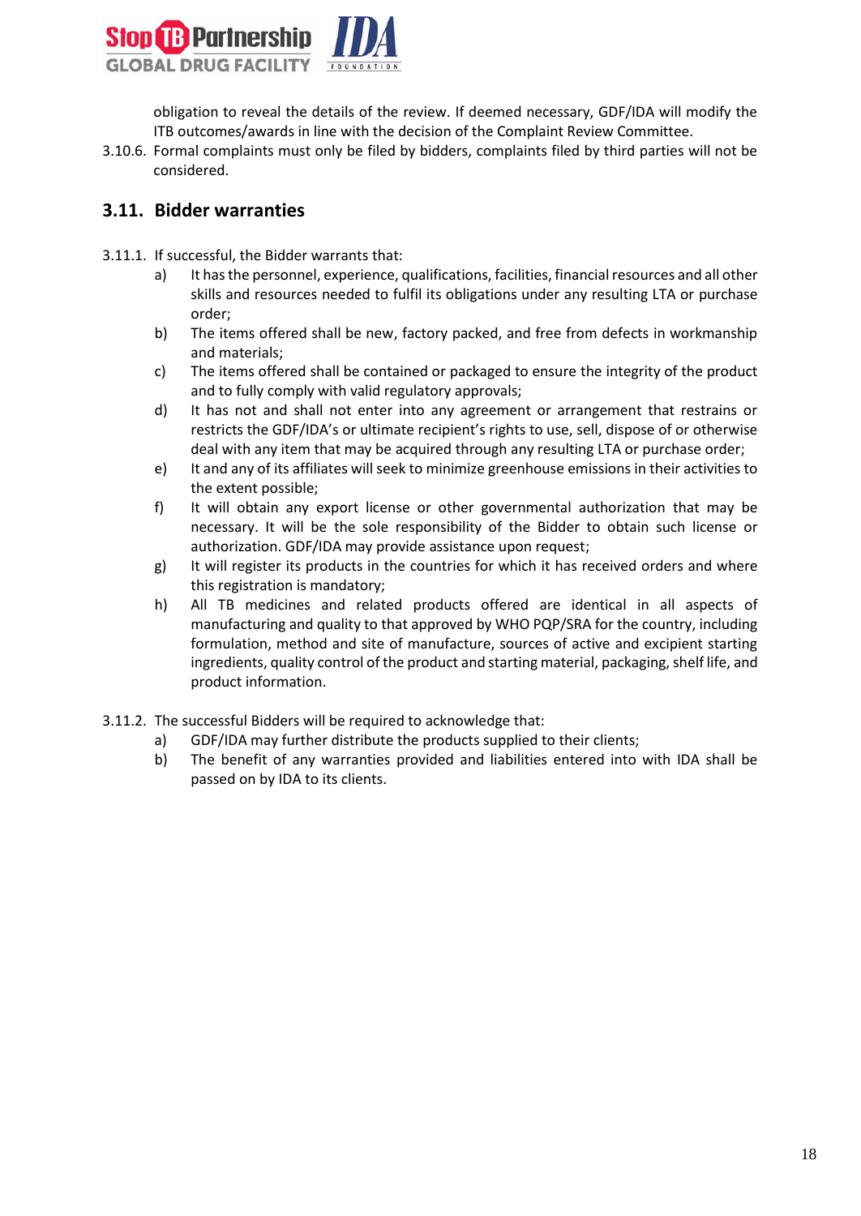obligation to reveal the details of the review. If deemed necessary, GDF/IDA will modify the ITB outcomes/awards in line with the decision of the Complaint Review Committee.

3.10.6. Formal complaints must only be filed by bidders, complaints filed by third parties will not be considered.

## 3.11. Bidder warranties

3.11.1. If successful, the Bidder warrants that:

a) It has the personnel, experience, qualifications, facilities, financial resources and all other skills and resources needed to fulfil its obligations under any resulting LTA or purchase order;

b) The items offered shall be new, factory packed, and free from defects in workmanship and materials;

c) The items offered shall be contained or packaged to ensure the integrity of the product and to fully comply with valid regulatory approvals;

d) It has not and shall not enter into any agreement or arrangement that restrains or restricts the GDF/IDA's or ultimate recipient's rights to use, sell, dispose of or otherwise deal with any item that may be acquired through any resulting LTA or purchase order;

e) It and any of its affiliates will seek to minimize greenhouse emissions in their activities to the extent possible;

f) It will obtain any export license or other governmental authorization that may be necessary. It will be the sole responsibility of the Bidder to obtain such license or authorization. GDF/IDA may provide assistance upon request;

g) It will register its products in the countries for which it has received orders and where this registration is mandatory;

h) All TB medicines and related products offered are identical in all aspects of manufacturing and quality to that approved by WHO PQP/SRA for the country, including formulation, method and site of manufacture, sources of active and excipient starting ingredients, quality control of the product and starting material, packaging, shelf life, and product information.

3.11.2. The successful Bidders will be required to acknowledge that:

a) GDF/IDA may further distribute the products supplied to their clients;

b) The benefit of any warranties provided and liabilities entered into with IDA shall be passed on by IDA to its clients.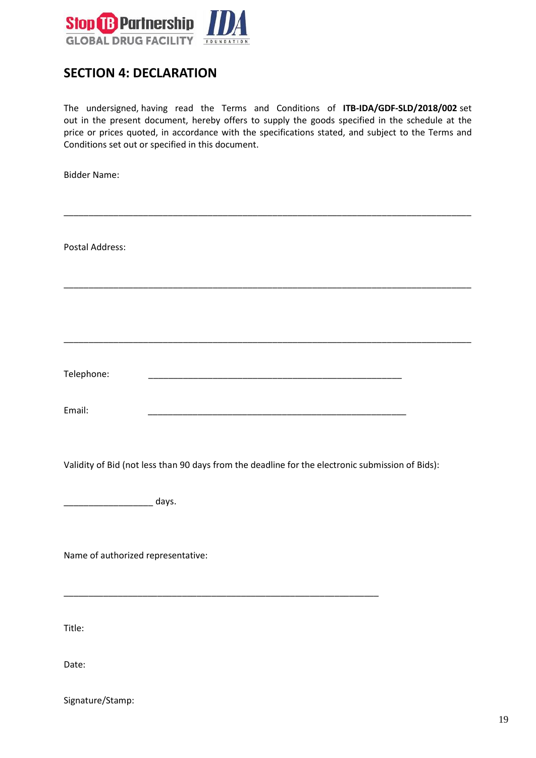## SECTION 4: DECLARATION

The undersigned, having read the Terms and Conditions of **ITB-IDA/GDF-SLD/2018/002** set out in the present document, hereby offers to supply the goods specified in the schedule at the price or prices quoted, in accordance with the specifications stated, and subject to the Terms and Conditions set out or specified in this document.

Bidder Name:

______________________________________________________________________________

Postal Address:

______________________________________________________________________________

______________________________________________________________________________

Telephone: _______________________________________________

Email: _______________________________________________

Validity of Bid (not less than 90 days from the deadline for the electronic submission of Bids):

_________________ days.

Name of authorized representative:

____________________________________________________________

Title:

Date:

Signature/Stamp: